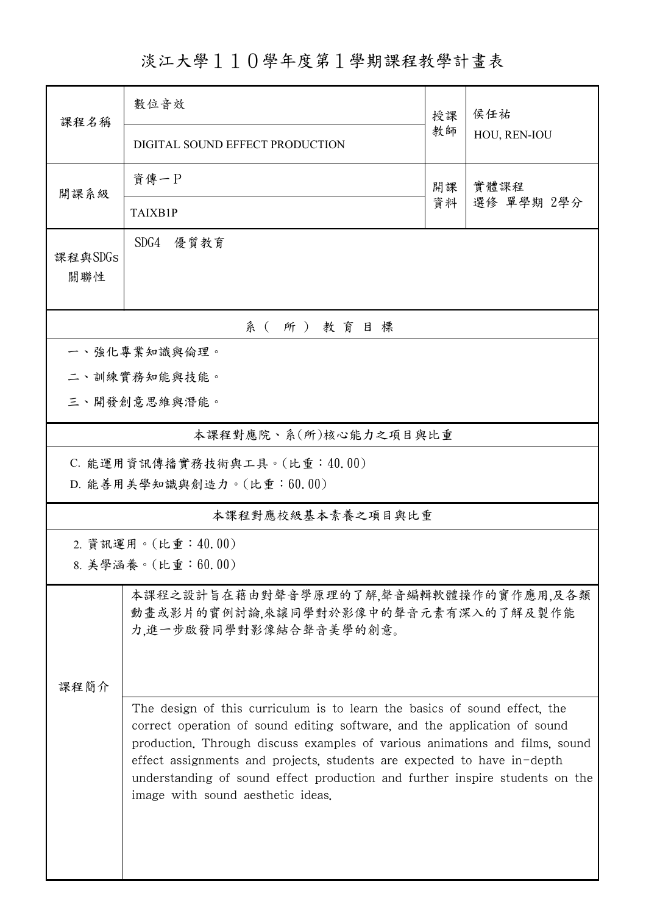# 淡江大學１１０學年度第１學期課程教學計畫表

| 課程名稱 | 數位音效 | 授課教師 | 侯任祐 |
|---|---|---|---|
| | DIGITAL SOUND EFFECT PRODUCTION | | HOU, REN-IOU |
| 開課系級 | 資傳一P | 開課資料 | 實體課程<br>選修 單學期 2學分 |
| | TAIXB1P | | |
| 課程與SDGs關聯性 | SDG4 優質教育 | | |

## 系（所）教育目標

一、強化專業知識與倫理。

二、訓練實務知能與技能。

三、開發創意思維與潛能。

## 本課程對應院、系(所)核心能力之項目與比重

C. 能運用資訊傳播實務技術與工具。(比重：40.00)

D. 能善用美學知識與創造力。(比重：60.00)

## 本課程對應校級基本素養之項目與比重

2. 資訊運用。(比重：40.00)

8. 美學涵養。(比重：60.00)

## 課程簡介

本課程之設計旨在藉由對聲音學原理的了解,聲音編輯軟體操作的實作應用,及各類動畫或影片的實例討論,來讓同學對於影像中的聲音元素有深入的了解及製作能力,進一步啟發同學對影像結合聲音美學的創意。

The design of this curriculum is to learn the basics of sound effect, the correct operation of sound editing software, and the application of sound production. Through discuss examples of various animations and films, sound effect assignments and projects, students are expected to have in-depth understanding of sound effect production and further inspire students on the image with sound aesthetic ideas.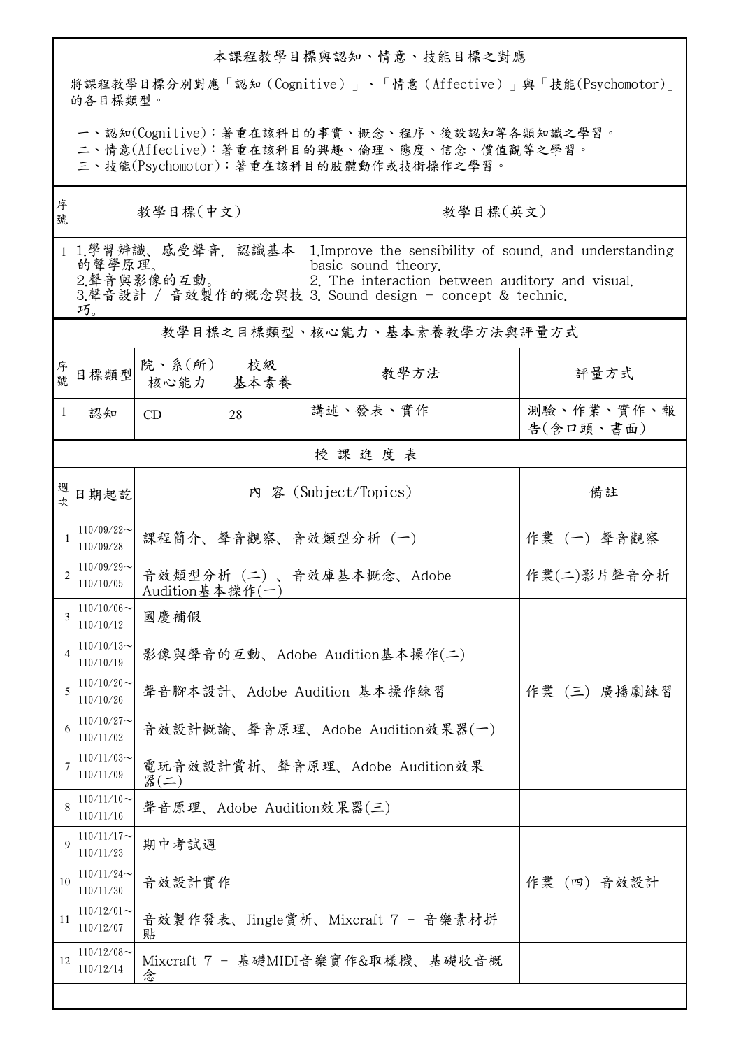## 本課程教學目標與認知、情意、技能目標之對應

將課程教學目標分別對應「認知（Cognitive）」、「情意（Affective）」與「技能(Psychomotor)」的各目標類型。

一、認知(Cognitive)：著重在該科目的事實、概念、程序、後設認知等各類知識之學習。
二、情意(Affective)：著重在該科目的興趣、倫理、態度、信念、價值觀等之學習。
三、技能(Psychomotor)：著重在該科目的肢體動作或技術操作之學習。

| 序號 | 教學目標(中文) | 教學目標(英文) |
| --- | --- | --- |
| 1 | 1.學習辨識、感受聲音, 認識基本的聲學原理。<br>2.聲音與影像的互動。<br>3.聲音設計 / 音效製作的概念與技巧。 | 1.Improve the sensibility of sound, and understanding basic sound theory.<br>2. The interaction between auditory and visual.<br>3. Sound design - concept & technic. |

## 教學目標之目標類型、核心能力、基本素養教學方法與評量方式

| 序號 | 目標類型 | 院、系(所)核心能力 | 校級基本素養 | 教學方法 | 評量方式 |
| --- | --- | --- | --- | --- | --- |
| 1 | 認知 | CD | 28 | 講述、發表、實作 | 測驗、作業、實作、報告(含口頭、書面) |

## 授課進度表

| 週次 | 日期起訖 | 內 容 (Subject/Topics) | 備註 |
| --- | --- | --- | --- |
| 1 | 110/09/22～110/09/28 | 課程簡介、聲音觀察、音效類型分析 (一) | 作業 (一) 聲音觀察 |
| 2 | 110/09/29～110/10/05 | 音效類型分析 (二) 、音效庫基本概念、Adobe Audition基本操作(一) | 作業(二)影片聲音分析 |
| 3 | 110/10/06～110/10/12 | 國慶補假 | |
| 4 | 110/10/13～110/10/19 | 影像與聲音的互動、Adobe Audition基本操作(二) | |
| 5 | 110/10/20～110/10/26 | 聲音腳本設計、Adobe Audition 基本操作練習 | 作業 (三) 廣播劇練習 |
| 6 | 110/10/27～110/11/02 | 音效設計概論、聲音原理、Adobe Audition效果器(一) | |
| 7 | 110/11/03～110/11/09 | 電玩音效設計賞析、聲音原理、Adobe Audition效果器(二) | |
| 8 | 110/11/10～110/11/16 | 聲音原理、Adobe Audition效果器(三) | |
| 9 | 110/11/17～110/11/23 | 期中考試週 | |
| 10 | 110/11/24～110/11/30 | 音效設計實作 | 作業 (四) 音效設計 |
| 11 | 110/12/01～110/12/07 | 音效製作發表、Jingle賞析、Mixcraft 7 - 音樂素材拼貼 | |
| 12 | 110/12/08～110/12/14 | Mixcraft 7 - 基礎MIDI音樂實作&取樣機、基礎收音概念 | |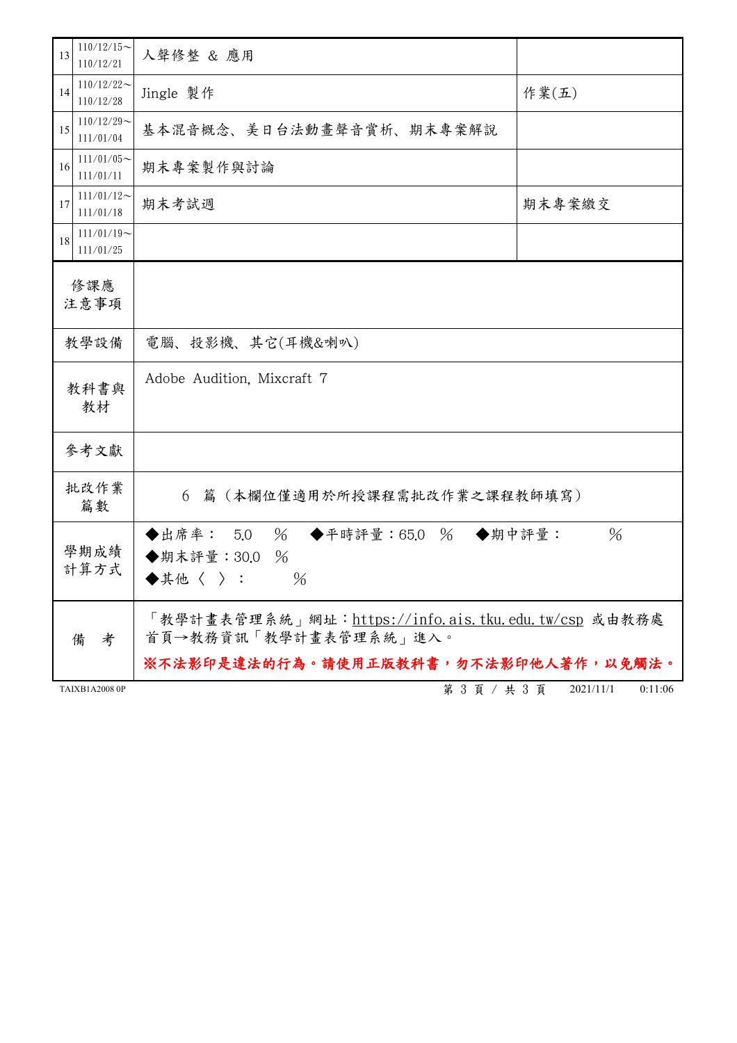| | | | |
|---|---|---|---|
| 13 | 110/12/15～<br>110/12/21 | 人聲修整 & 應用 | |
| 14 | 110/12/22～<br>110/12/28 | Jingle 製作 | 作業(五) |
| 15 | 110/12/29～<br>111/01/04 | 基本混音概念、美日台法動畫聲音賞析、期末專案解說 | |
| 16 | 111/01/05～<br>111/01/11 | 期末專案製作與討論 | |
| 17 | 111/01/12～<br>111/01/18 | 期末考試週 | 期末專案繳交 |
| 18 | 111/01/19～<br>111/01/25 | | |

| | |
|---|---|
| 修課應注意事項 | |
| 教學設備 | 電腦、投影機、其它(耳機&喇叭) |
| 教科書與教材 | Adobe Audition, Mixcraft 7 |
| 參考文獻 | |
| 批改作業篇數 | 6 篇（本欄位僅適用於所授課程需批改作業之課程教師填寫） |
| 學期成績計算方式 | ◆出席率： 5.0 ％ ◆平時評量：65.0 ％ ◆期中評量： ％<br>◆期末評量：30.0 ％<br>◆其他〈 〉： ％ |
| 備考 | 「教學計畫表管理系統」網址：https://info.ais.tku.edu.tw/csp 或由教務處首頁→教務資訊「教學計畫表管理系統」進入。<br>**※不法影印是違法的行為。請使用正版教科書，勿不法影印他人著作，以免觸法。** |

TAIXB1A2008 0P　　2021/11/1　0:11:06